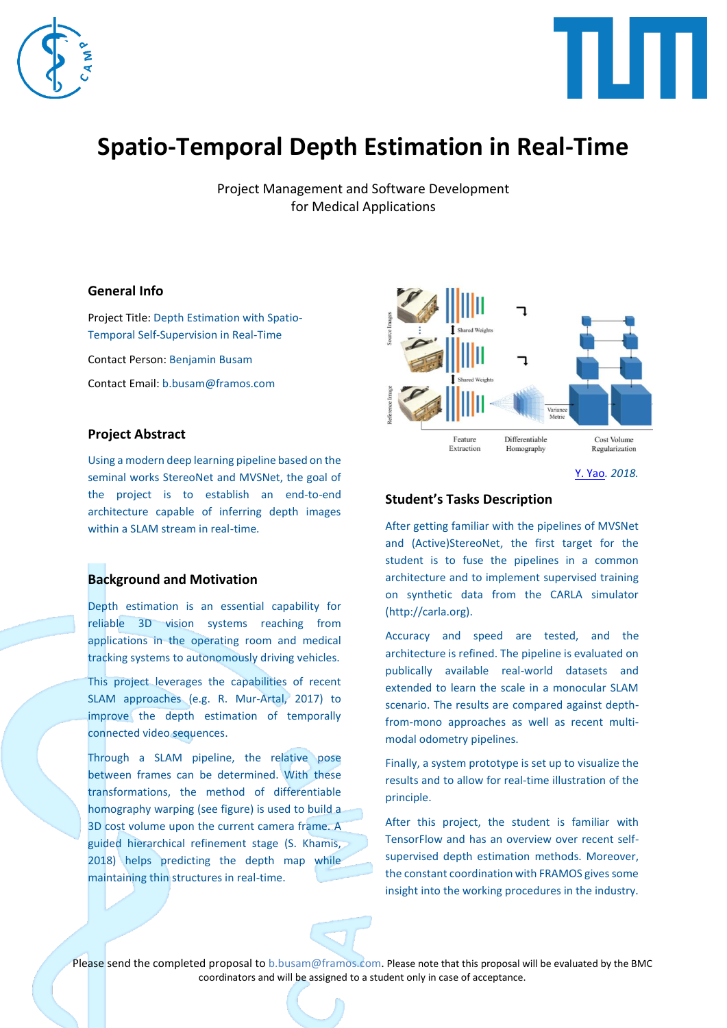# Spatio-Temporal Depth Estimation in Real-Time

Project Management and Software Development
for Medical Applications

## General Info

Project Title: Depth Estimation with Spatio-Temporal Self-Supervision in Real-Time

Contact Person: Benjamin Busam

Contact Email: b.busam@framos.com

## Project Abstract

Using a modern deep learning pipeline based on the seminal works StereoNet and MVSNet, the goal of the project is to establish an end-to-end architecture capable of inferring depth images within a SLAM stream in real-time.

## Background and Motivation

Depth estimation is an essential capability for reliable 3D vision systems reaching from applications in the operating room and medical tracking systems to autonomously driving vehicles.

This project leverages the capabilities of recent SLAM approaches (e.g. R. Mur-Artal, 2017) to improve the depth estimation of temporally connected video sequences.

Through a SLAM pipeline, the relative pose between frames can be determined. With these transformations, the method of differentiable homography warping (see figure) is used to build a 3D cost volume upon the current camera frame. A guided hierarchical refinement stage (S. Khamis, 2018) helps predicting the depth map while maintaining thin structures in real-time.

Y. Yao. *2018.*

## Student's Tasks Description

After getting familiar with the pipelines of MVSNet and (Active)StereoNet, the first target for the student is to fuse the pipelines in a common architecture and to implement supervised training on synthetic data from the CARLA simulator (http://carla.org).

Accuracy and speed are tested, and the architecture is refined. The pipeline is evaluated on publically available real-world datasets and extended to learn the scale in a monocular SLAM scenario. The results are compared against depth-from-mono approaches as well as recent multi-modal odometry pipelines.

Finally, a system prototype is set up to visualize the results and to allow for real-time illustration of the principle.

After this project, the student is familiar with TensorFlow and has an overview over recent self-supervised depth estimation methods. Moreover, the constant coordination with FRAMOS gives some insight into the working procedures in the industry.

Please send the completed proposal to b.busam@framos.com. Please note that this proposal will be evaluated by the BMC coordinators and will be assigned to a student only in case of acceptance.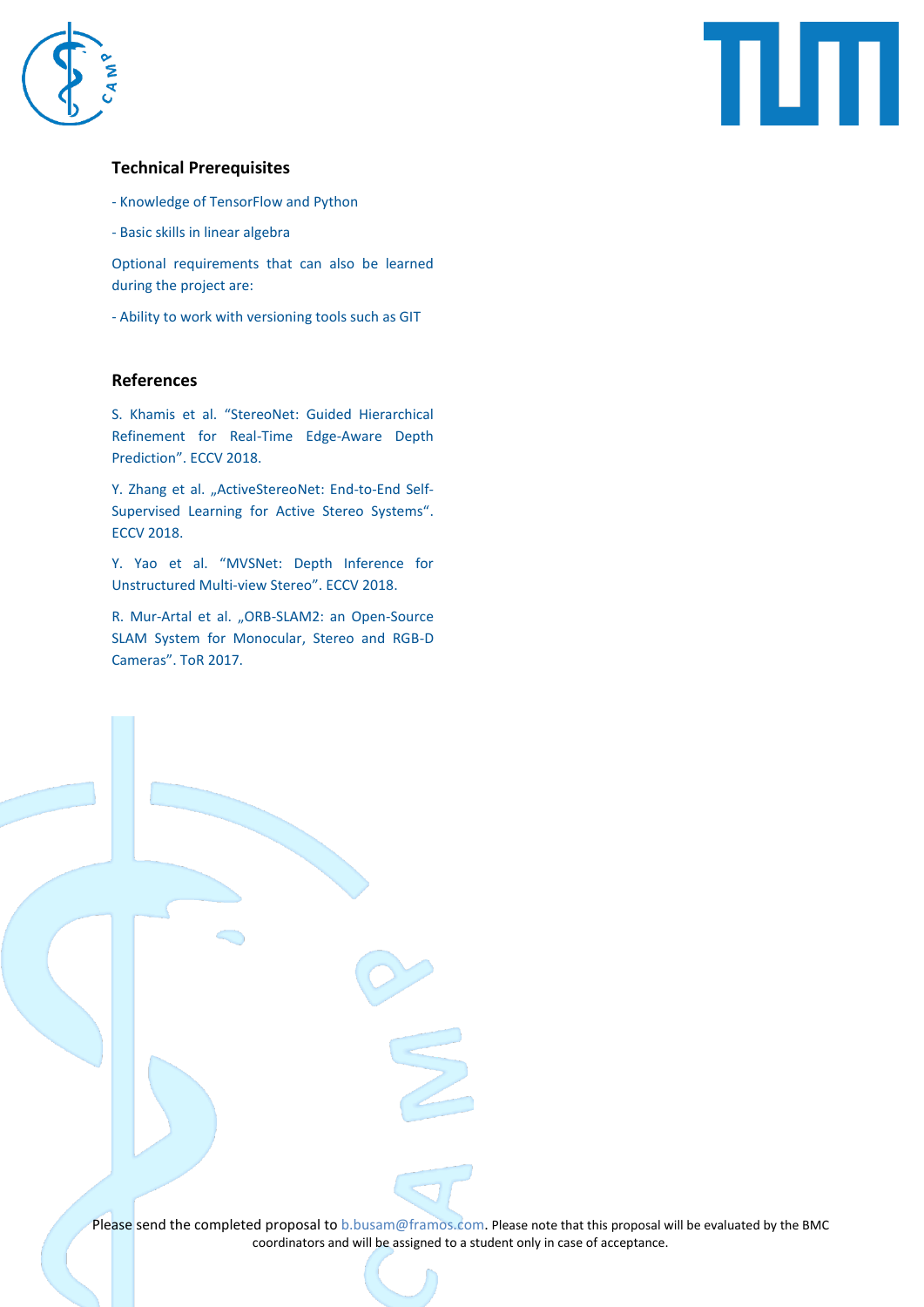## Technical Prerequisites

- Knowledge of TensorFlow and Python
- Basic skills in linear algebra

Optional requirements that can also be learned during the project are:

- Ability to work with versioning tools such as GIT

## References

S. Khamis et al. "StereoNet: Guided Hierarchical Refinement for Real-Time Edge-Aware Depth Prediction". ECCV 2018.

Y. Zhang et al. „ActiveStereoNet: End-to-End Self-Supervised Learning for Active Stereo Systems". ECCV 2018.

Y. Yao et al. "MVSNet: Depth Inference for Unstructured Multi-view Stereo". ECCV 2018.

R. Mur-Artal et al. „ORB-SLAM2: an Open-Source SLAM System for Monocular, Stereo and RGB-D Cameras". ToR 2017.

Please send the completed proposal to b.busam@framos.com. Please note that this proposal will be evaluated by the BMC coordinators and will be assigned to a student only in case of acceptance.